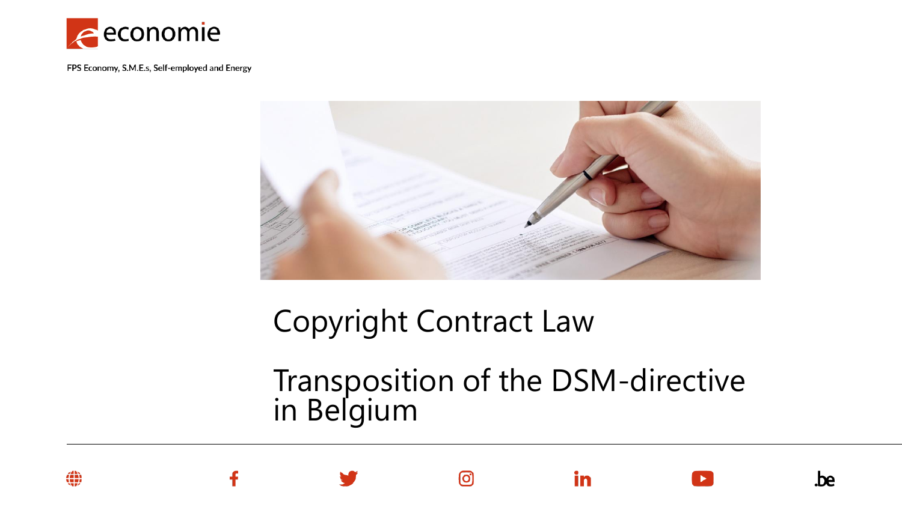economie

FPS Economy, S.M.E.s, Self-employed and Energy

# Copyright Contract Law

## Transposition of the DSM-directive in Belgium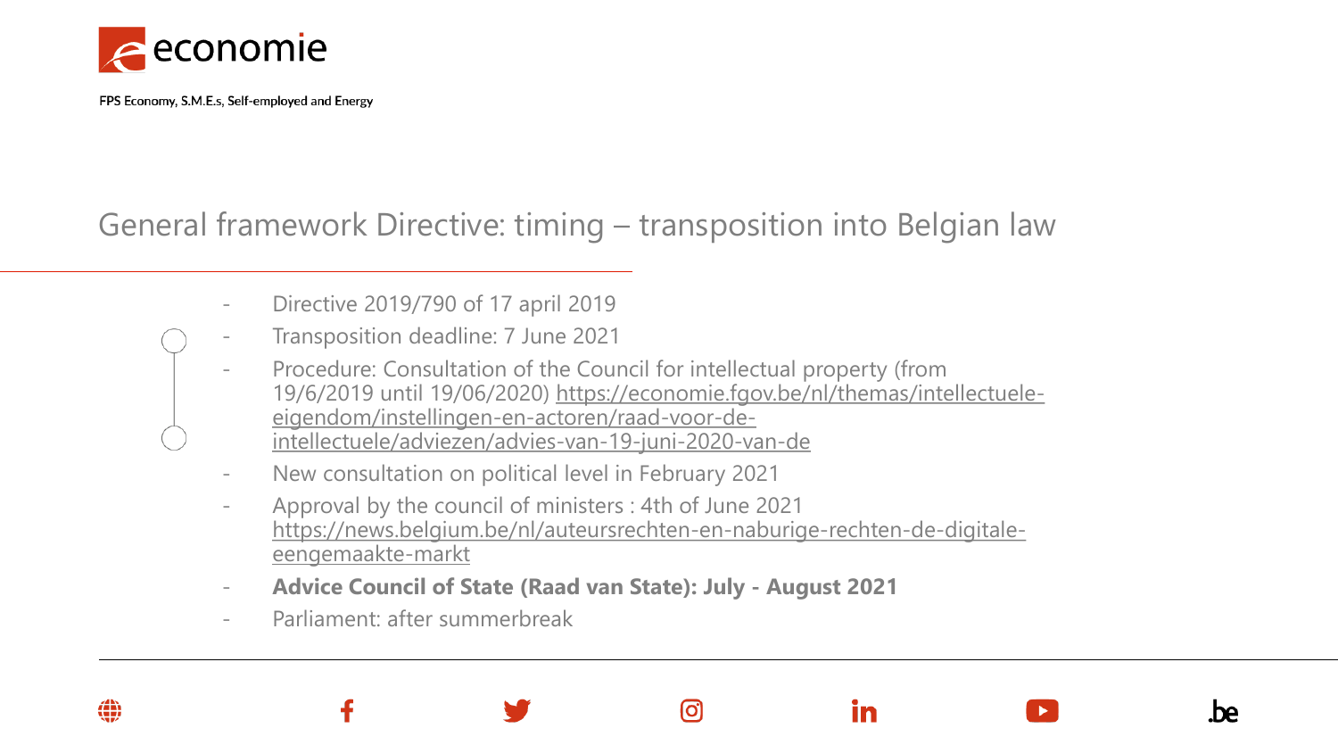# General framework Directive: timing – transposition into Belgian law

- Directive 2019/790 of 17 april 2019
- Transposition deadline: 7 June 2021
- Procedure: Consultation of the Council for intellectual property (from 19/6/2019 until 19/06/2020) https://economie.fgov.be/nl/themas/intellectuele-eigendom/instellingen-en-actoren/raad-voor-de-intellectuele/adviezen/advies-van-19-juni-2020-van-de
- New consultation on political level in February 2021
- Approval by the council of ministers : 4th of June 2021 https://news.belgium.be/nl/auteursrechten-en-naburige-rechten-de-digitale-eengemaakte-markt
- **Advice Council of State (Raad van State): July - August 2021**
- Parliament: after summerbreak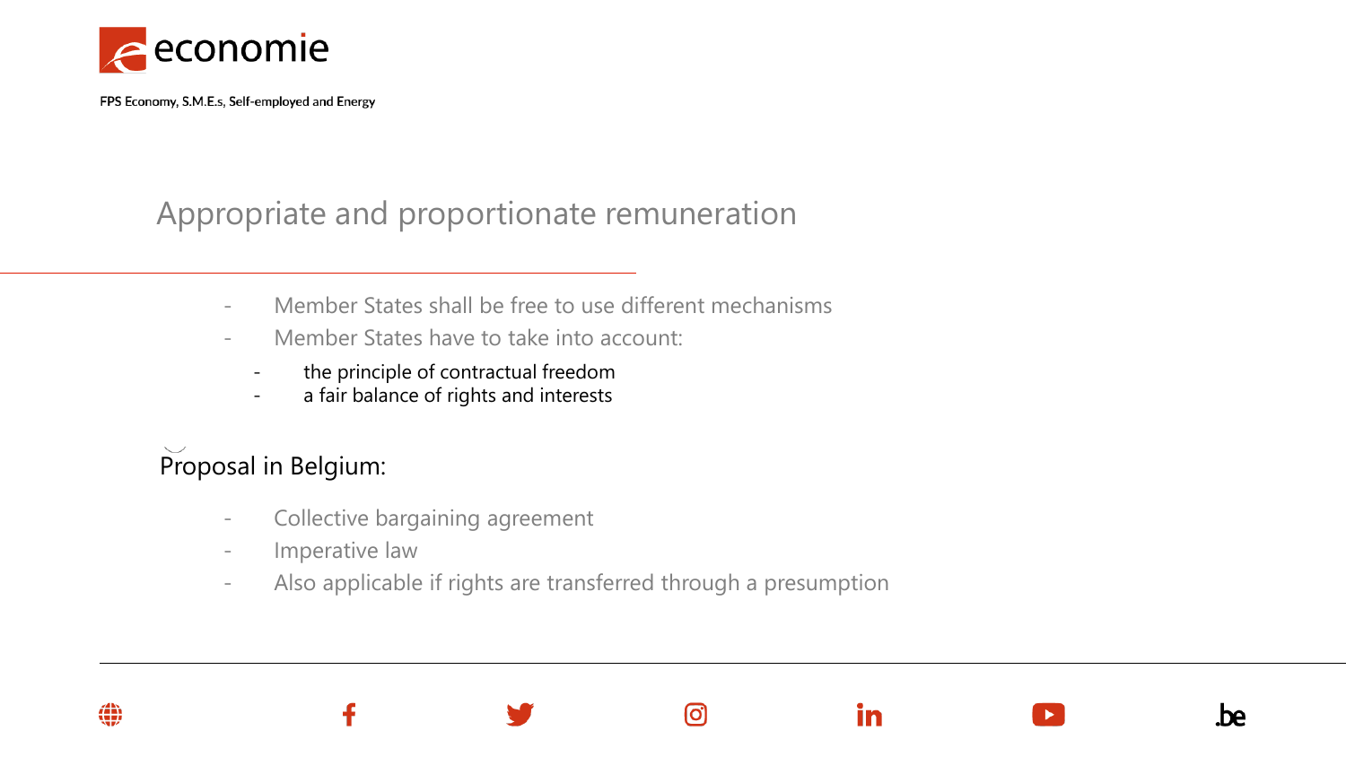# Appropriate and proportionate remuneration

- Member States shall be free to use different mechanisms
- Member States have to take into account:
  - the principle of contractual freedom
  - a fair balance of rights and interests

Proposal in Belgium:

- Collective bargaining agreement
- Imperative law
- Also applicable if rights are transferred through a presumption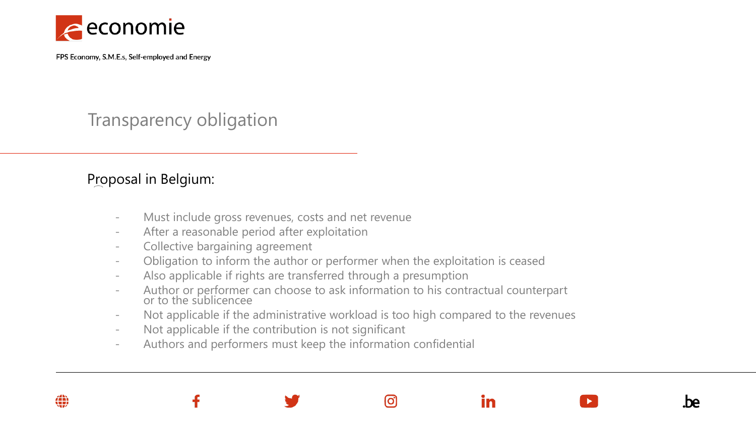# Transparency obligation

## Proposal in Belgium:

- Must include gross revenues, costs and net revenue
- After a reasonable period after exploitation
- Collective bargaining agreement
- Obligation to inform the author or performer when the exploitation is ceased
- Also applicable if rights are transferred through a presumption
- Author or performer can choose to ask information to his contractual counterpart or to the sublicencee
- Not applicable if the administrative workload is too high compared to the revenues
- Not applicable if the contribution is not significant
- Authors and performers must keep the information confidential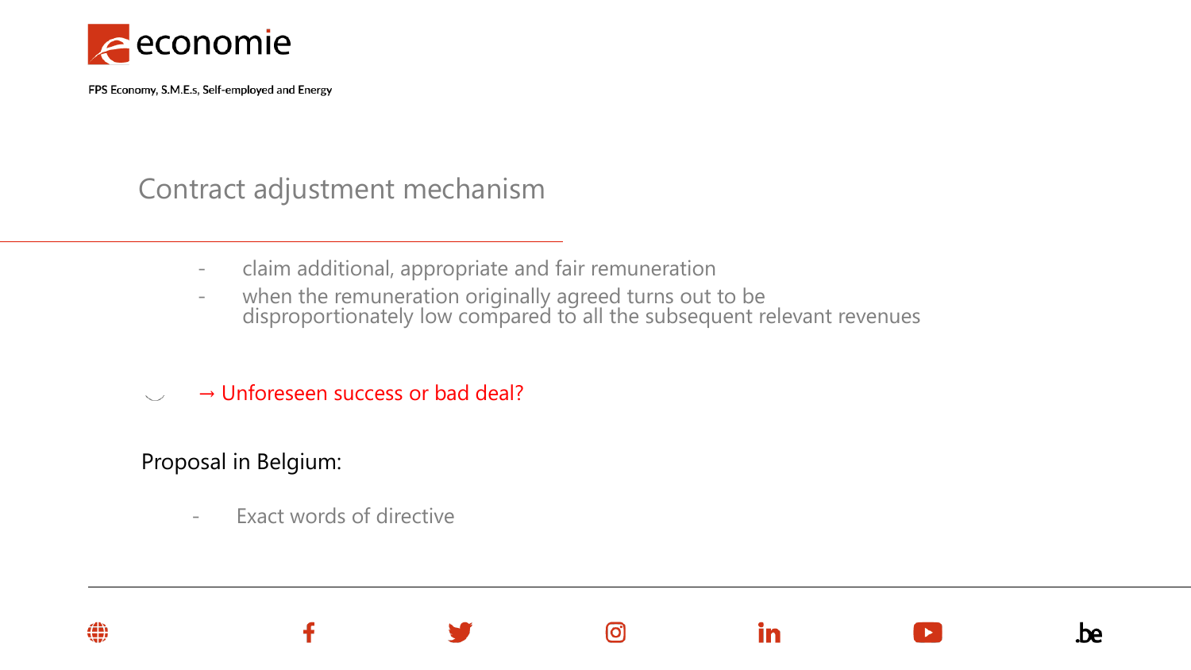## Contract adjustment mechanism

- claim additional, appropriate and fair remuneration
- when the remuneration originally agreed turns out to be disproportionately low compared to all the subsequent relevant revenues

→ Unforeseen success or bad deal?

Proposal in Belgium:

- Exact words of directive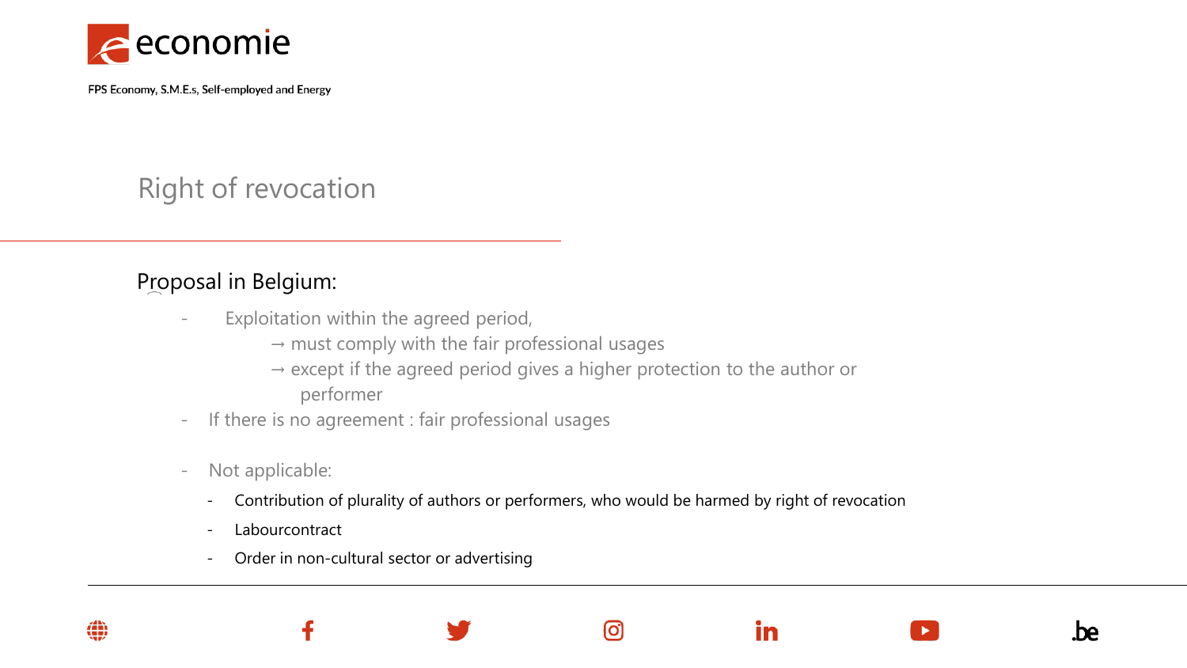# Right of revocation

Proposal in Belgium:

- Exploitation within the agreed period,
  - → must comply with the fair professional usages
  - → except if the agreed period gives a higher protection to the author or performer
- If there is no agreement : fair professional usages
- Not applicable:
  - Contribution of plurality of authors or performers, who would be harmed by right of revocation
  - Labourcontract
  - Order in non-cultural sector or advertising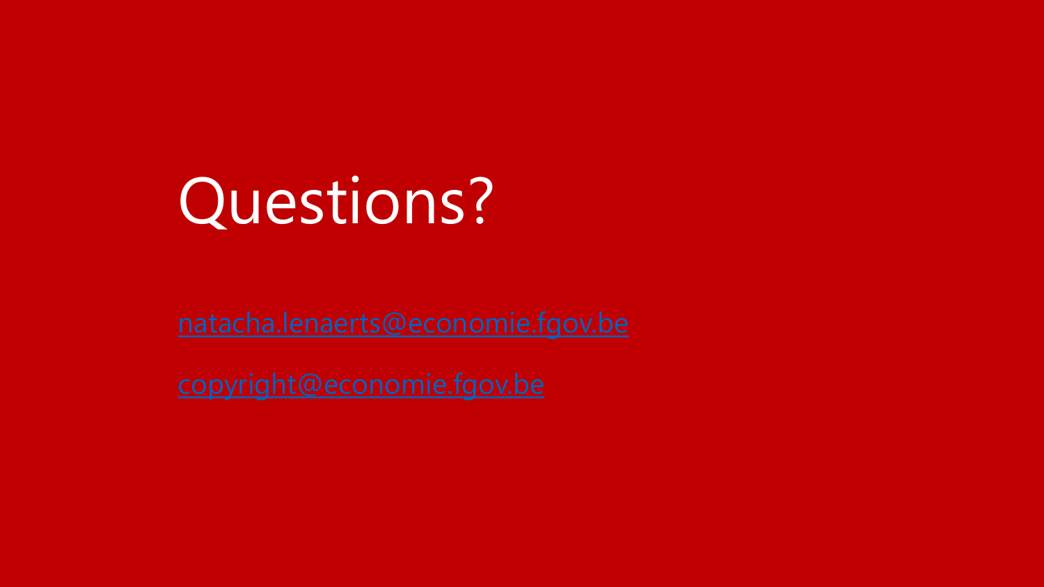# Questions?

natacha.lenaerts@economie.fgov.be

copyright@economie.fgov.be